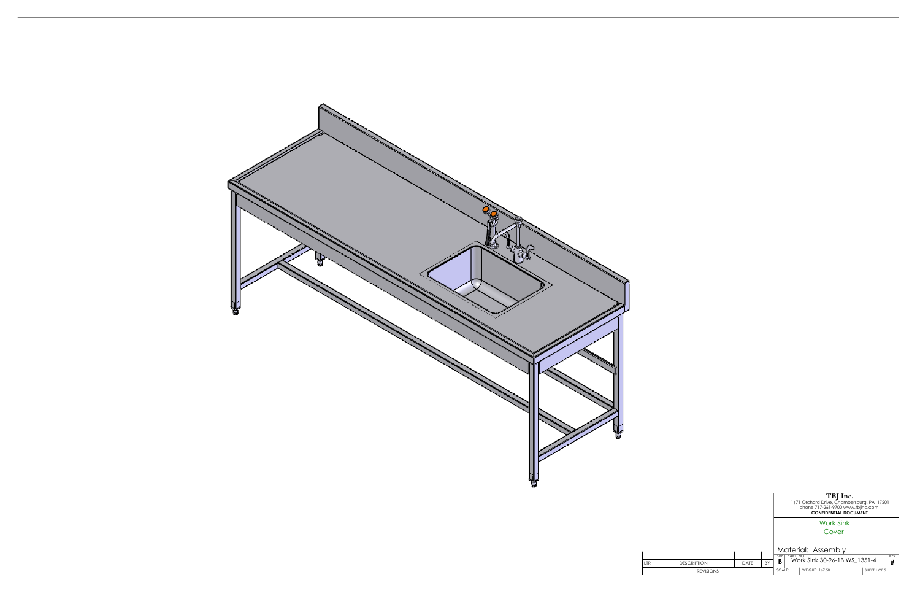**TBJ Inc.**
1671 Orchard Drive, Chambersburg, PA 17201
phone 717-261-9700 www.tbjinc.com
**CONFIDENTIAL DOCUMENT**

Work Sink
Cover

Material: Assembly

| SIZE | PART NO. | REV. |
|---|---|---|
| B | Work Sink 30-96-1B WS_1351-4 | # |

| SCALE: | WEIGHT: 167.50 | SHEET 1 OF 5 |
|---|---|---|

| LTR | DESCRIPTION | DATE | BY |
|---|---|---|---|
| | | | |

REVISIONS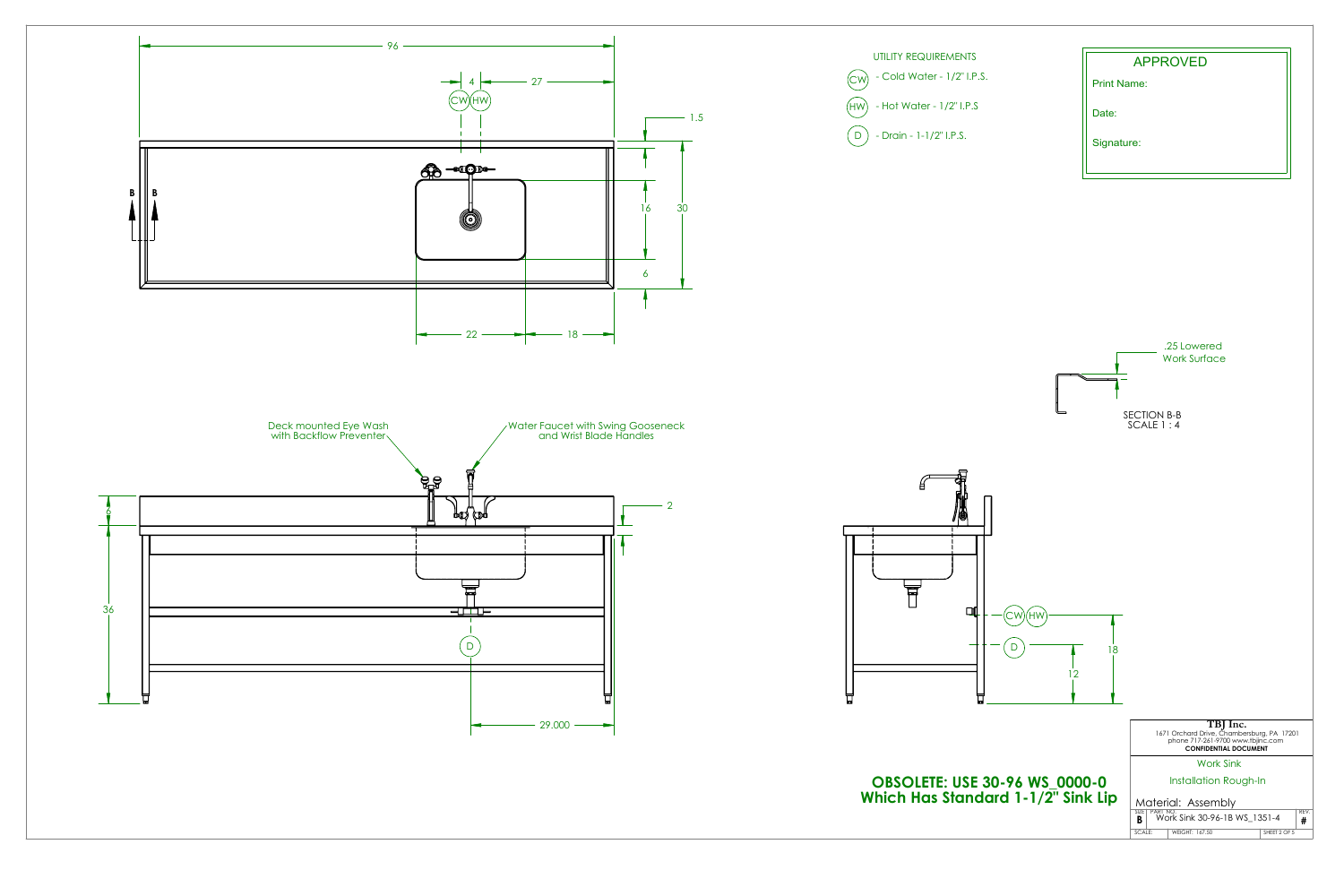UTILITY REQUIREMENTS

- (CW) - Cold Water - 1/2" I.P.S.
- (HW) - Hot Water - 1/2" I.P.S
- (D) - Drain - 1-1/2" I.P.S.

| APPROVED |
| --- |
| Print Name: |
| Date: |
| Signature: |

96

4

27

CW HW

1.5

B B

16

30

6

22

18

Deck mounted Eye Wash with Backflow Preventer

Water Faucet with Swing Gooseneck and Wrist Blade Handles

6

2

36

D

29.000

.25 Lowered Work Surface

SECTION B-B
SCALE 1 : 4

CW HW

D

18

12

**OBSOLETE: USE 30-96 WS_0000-0**
**Which Has Standard 1-1/2" Sink Lip**

**TBJ Inc.**
1671 Orchard Drive, Chambersburg, PA 17201
phone 717-261-9700 www.tbjinc.com
**CONFIDENTIAL DOCUMENT**

Work Sink

Installation Rough-In

Material: Assembly

| SIZE | PART NO. | REV. |
| --- | --- | --- |
| B | Work Sink 30-96-1B WS_1351-4 | # |

| SCALE: | WEIGHT: 167.50 | SHEET 2 OF 5 |
| --- | --- | --- |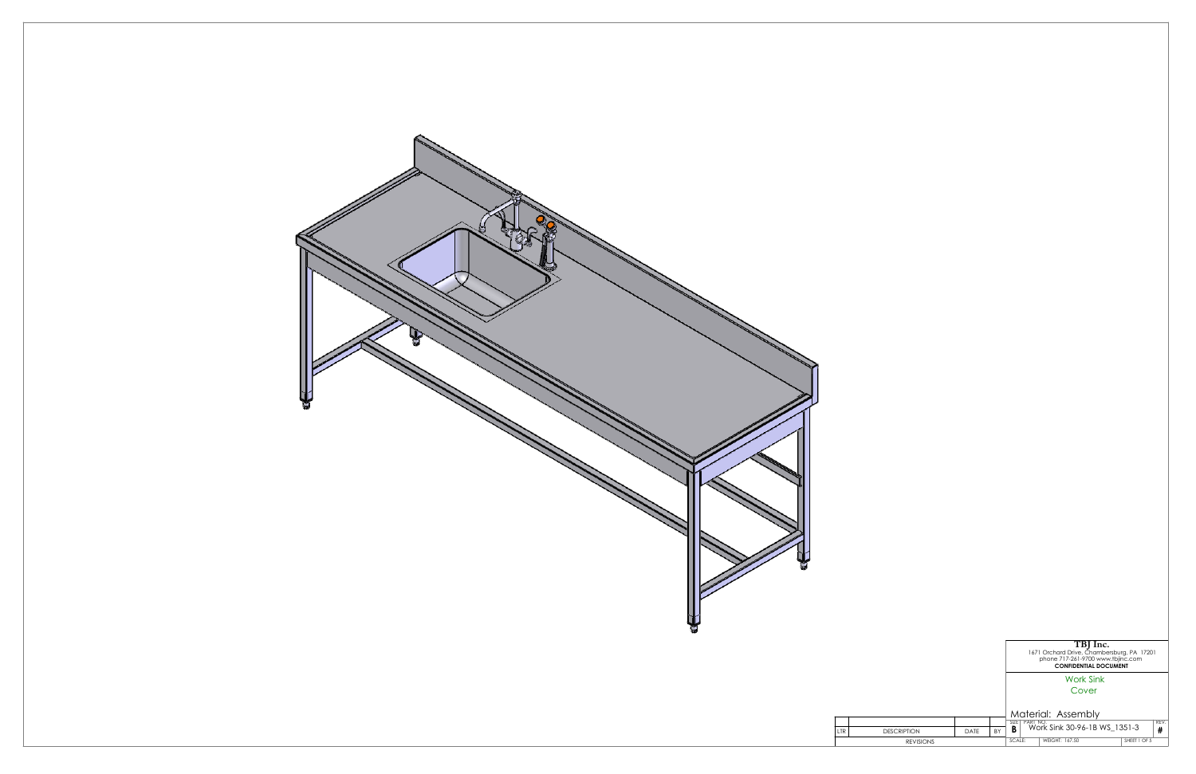**TBJ Inc.**

1671 Orchard Drive, Chambersburg, PA 17201
phone 717-261-9700 www.tbjinc.com
**CONFIDENTIAL DOCUMENT**

Work Sink
Cover

Material: Assembly

| SIZE | PART NO. | REV. |
|---|---|---|
| B | Work Sink 30-96-1B WS_1351-3 | # |
| SCALE: | WEIGHT: 167.50 | SHEET 1 OF 5 |

| LTR | DESCRIPTION | DATE | BY |
|---|---|---|---|
| | REVISIONS | | |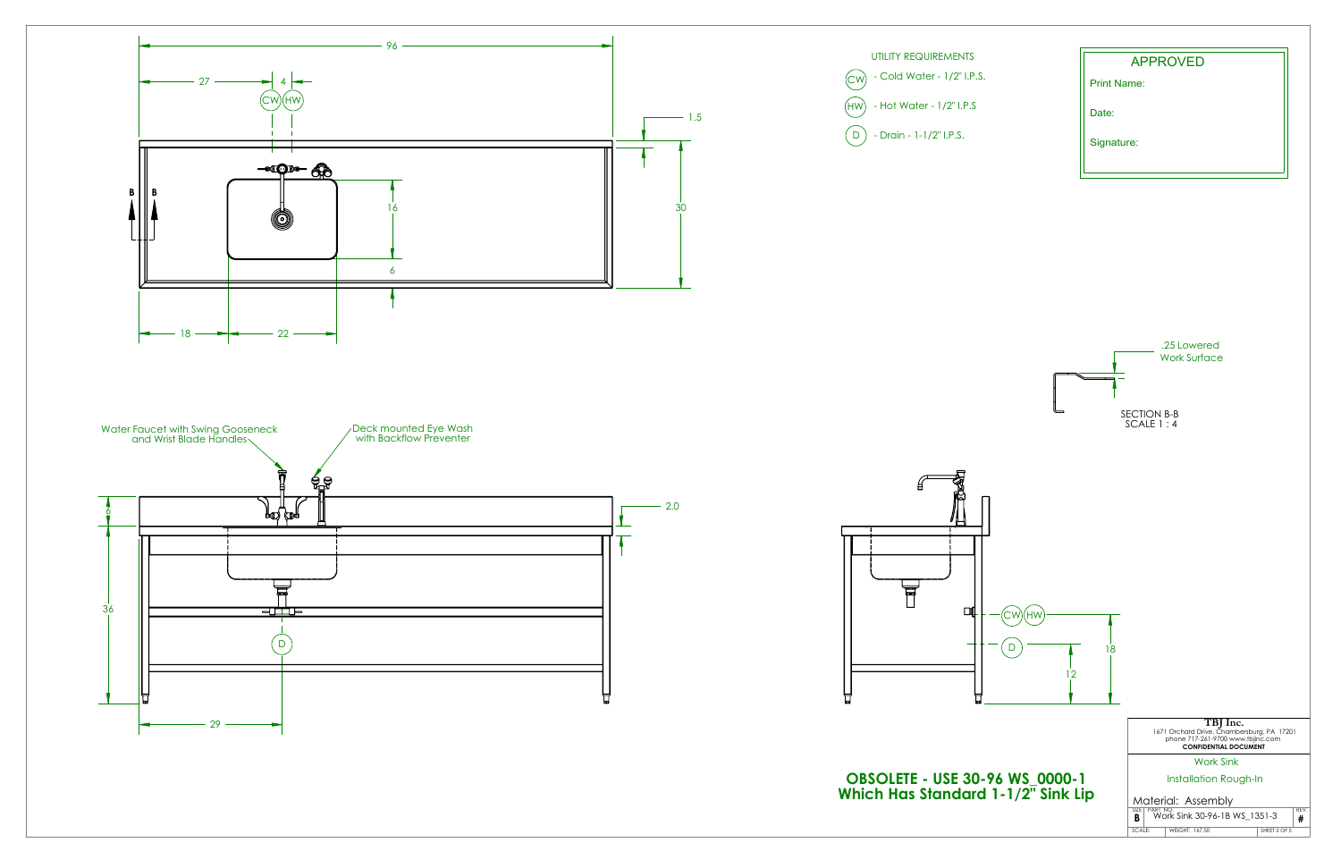96

27

4

CW HW

1.5

30

16

6

18

22

B B

UTILITY REQUIREMENTS

CW - Cold Water - 1/2" I.P.S.

HW - Hot Water - 1/2" I.P.S

D - Drain - 1-1/2" I.P.S.

APPROVED

Print Name:

Date:

Signature:

.25 Lowered Work Surface

SECTION B-B
SCALE 1 : 4

Water Faucet with Swing Gooseneck and Wrist Blade Handles

Deck mounted Eye Wash with Backflow Preventer

6

2.0

36

D

29

CW HW

D

18

12

**OBSOLETE - USE 30-96 WS_0000-1**
**Which Has Standard 1-1/2" Sink Lip**

**TBJ Inc.**
1671 Orchard Drive, Chambersburg, PA 17201
phone 717-261-9700 www.tbjinc.com
**CONFIDENTIAL DOCUMENT**

Work Sink

Installation Rough-In

Material: Assembly

| SIZE | PART NO. | REV. |
|---|---|---|
| B | Work Sink 30-96-1B WS_1351-3 | # |

| SCALE: | WEIGHT: 167.50 | SHEET 2 OF 5 |
|---|---|---|